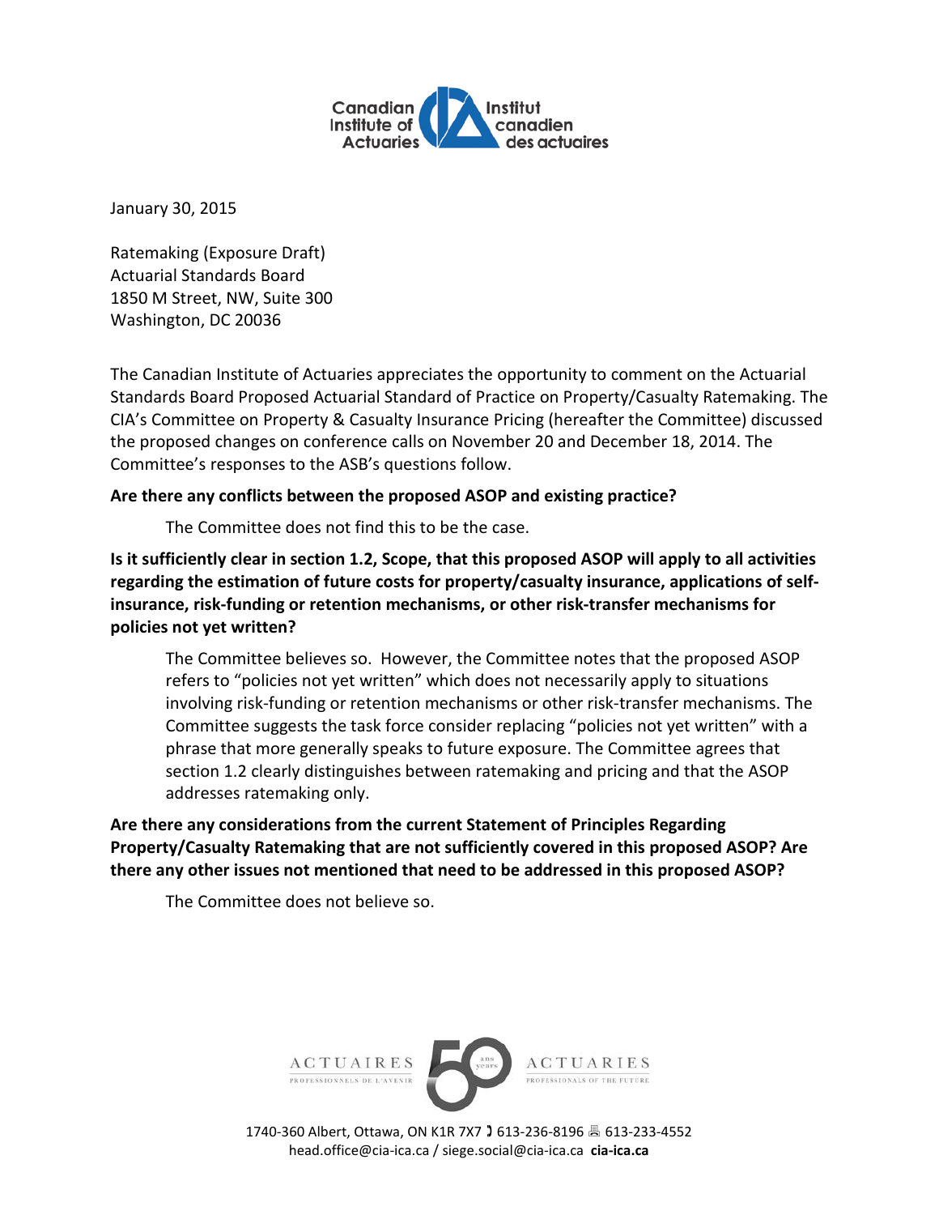Canadian Institute of Actuaries / Institut canadien des actuaires

January 30, 2015

Ratemaking (Exposure Draft)
Actuarial Standards Board
1850 M Street, NW, Suite 300
Washington, DC 20036

The Canadian Institute of Actuaries appreciates the opportunity to comment on the Actuarial Standards Board Proposed Actuarial Standard of Practice on Property/Casualty Ratemaking. The CIA's Committee on Property & Casualty Insurance Pricing (hereafter the Committee) discussed the proposed changes on conference calls on November 20 and December 18, 2014. The Committee's responses to the ASB's questions follow.

**Are there any conflicts between the proposed ASOP and existing practice?**

The Committee does not find this to be the case.

**Is it sufficiently clear in section 1.2, Scope, that this proposed ASOP will apply to all activities regarding the estimation of future costs for property/casualty insurance, applications of self-insurance, risk-funding or retention mechanisms, or other risk-transfer mechanisms for policies not yet written?**

The Committee believes so. However, the Committee notes that the proposed ASOP refers to "policies not yet written" which does not necessarily apply to situations involving risk-funding or retention mechanisms or other risk-transfer mechanisms. The Committee suggests the task force consider replacing "policies not yet written" with a phrase that more generally speaks to future exposure. The Committee agrees that section 1.2 clearly distinguishes between ratemaking and pricing and that the ASOP addresses ratemaking only.

**Are there any considerations from the current Statement of Principles Regarding Property/Casualty Ratemaking that are not sufficiently covered in this proposed ASOP? Are there any other issues not mentioned that need to be addressed in this proposed ASOP?**

The Committee does not believe so.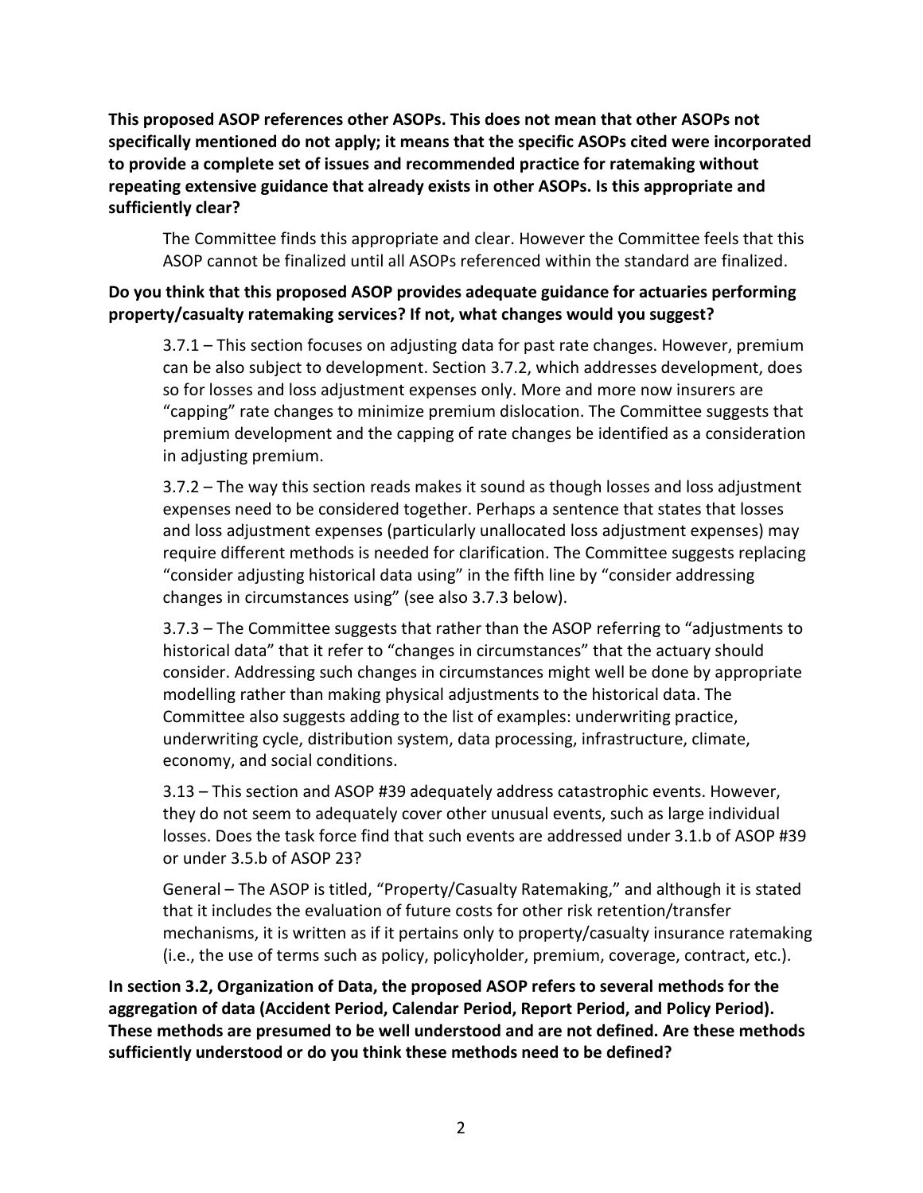**This proposed ASOP references other ASOPs. This does not mean that other ASOPs not specifically mentioned do not apply; it means that the specific ASOPs cited were incorporated to provide a complete set of issues and recommended practice for ratemaking without repeating extensive guidance that already exists in other ASOPs. Is this appropriate and sufficiently clear?**

The Committee finds this appropriate and clear. However the Committee feels that this ASOP cannot be finalized until all ASOPs referenced within the standard are finalized.

**Do you think that this proposed ASOP provides adequate guidance for actuaries performing property/casualty ratemaking services? If not, what changes would you suggest?**

3.7.1 – This section focuses on adjusting data for past rate changes. However, premium can be also subject to development. Section 3.7.2, which addresses development, does so for losses and loss adjustment expenses only. More and more now insurers are "capping" rate changes to minimize premium dislocation. The Committee suggests that premium development and the capping of rate changes be identified as a consideration in adjusting premium.

3.7.2 – The way this section reads makes it sound as though losses and loss adjustment expenses need to be considered together. Perhaps a sentence that states that losses and loss adjustment expenses (particularly unallocated loss adjustment expenses) may require different methods is needed for clarification. The Committee suggests replacing "consider adjusting historical data using" in the fifth line by "consider addressing changes in circumstances using" (see also 3.7.3 below).

3.7.3 – The Committee suggests that rather than the ASOP referring to "adjustments to historical data" that it refer to "changes in circumstances" that the actuary should consider. Addressing such changes in circumstances might well be done by appropriate modelling rather than making physical adjustments to the historical data. The Committee also suggests adding to the list of examples: underwriting practice, underwriting cycle, distribution system, data processing, infrastructure, climate, economy, and social conditions.

3.13 – This section and ASOP #39 adequately address catastrophic events. However, they do not seem to adequately cover other unusual events, such as large individual losses. Does the task force find that such events are addressed under 3.1.b of ASOP #39 or under 3.5.b of ASOP 23?

General – The ASOP is titled, "Property/Casualty Ratemaking," and although it is stated that it includes the evaluation of future costs for other risk retention/transfer mechanisms, it is written as if it pertains only to property/casualty insurance ratemaking (i.e., the use of terms such as policy, policyholder, premium, coverage, contract, etc.).

**In section 3.2, Organization of Data, the proposed ASOP refers to several methods for the aggregation of data (Accident Period, Calendar Period, Report Period, and Policy Period). These methods are presumed to be well understood and are not defined. Are these methods sufficiently understood or do you think these methods need to be defined?**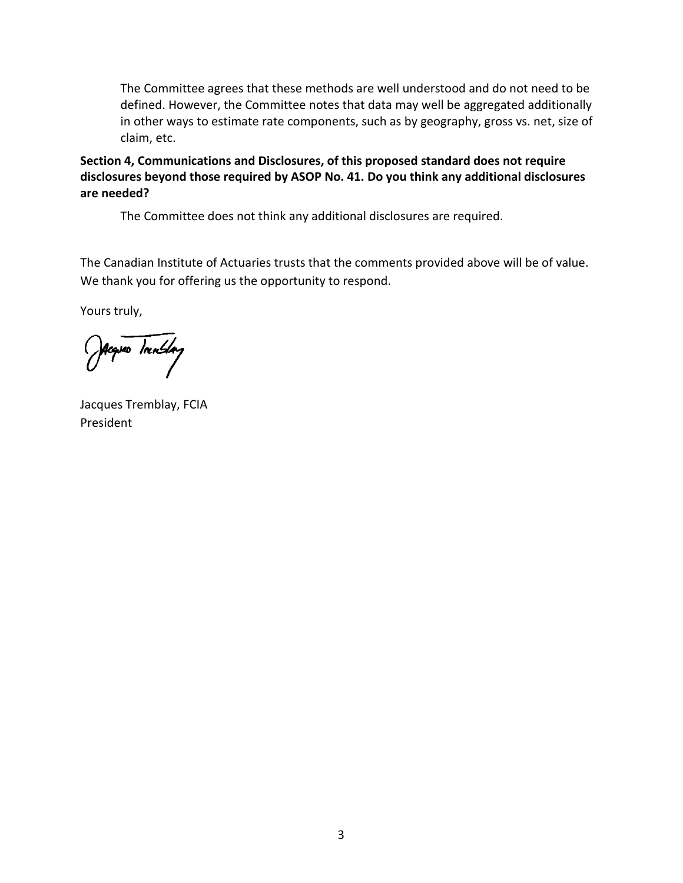The Committee agrees that these methods are well understood and do not need to be defined. However, the Committee notes that data may well be aggregated additionally in other ways to estimate rate components, such as by geography, gross vs. net, size of claim, etc.

**Section 4, Communications and Disclosures, of this proposed standard does not require disclosures beyond those required by ASOP No. 41. Do you think any additional disclosures are needed?**

The Committee does not think any additional disclosures are required.

The Canadian Institute of Actuaries trusts that the comments provided above will be of value. We thank you for offering us the opportunity to respond.

Yours truly,

Jacques Tremblay, FCIA
President